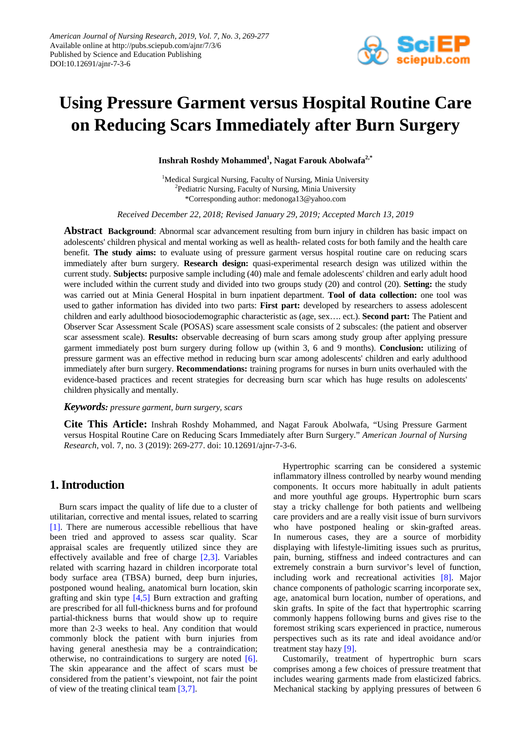American Journal of Nursing Research, 2019, Vol. 7, No. 3, 269-277
Available online at http://pubs.sciepub.com/ajnr/7/3/6
Published by Science and Education Publishing
DOI:10.12691/ajnr-7-3-6

# Using Pressure Garment versus Hospital Routine Care on Reducing Scars Immediately after Burn Surgery

**Inshrah Roshdy Mohammed[1], Nagat Farouk Abolwafa[2,*]**

[1]Medical Surgical Nursing, Faculty of Nursing, Minia University
[2]Pediatric Nursing, Faculty of Nursing, Minia University
*Corresponding author: medonoga13@yahoo.com

*Received December 22, 2018; Revised January 29, 2019; Accepted March 13, 2019*

**Abstract** **Background**: Abnormal scar advancement resulting from burn injury in children has basic impact on adolescents' children physical and mental working as well as health- related costs for both family and the health care benefit. **The study aims:** to evaluate using of pressure garment versus hospital routine care on reducing scars immediately after burn surgery. **Research design:** quasi-experimental research design was utilized within the current study. **Subjects:** purposive sample including (40) male and female adolescents' children and early adult hood were included within the current study and divided into two groups study (20) and control (20). **Setting:** the study was carried out at Minia General Hospital in burn inpatient department. **Tool of data collection:** one tool was used to gather information has divided into two parts: **First part:** developed by researchers to assess adolescent children and early adulthood biosociodemographic characteristic as (age, sex…. ect.). **Second part:** The Patient and Observer Scar Assessment Scale (POSAS) scare assessment scale consists of 2 subscales: (the patient and observer scar assessment scale). **Results:** observable decreasing of burn scars among study group after applying pressure garment immediately post burn surgery during follow up (within 3, 6 and 9 months). **Conclusion:** utilizing of pressure garment was an effective method in reducing burn scar among adolescents' children and early adulthood immediately after burn surgery. **Recommendations:** training programs for nurses in burn units overhauled with the evidence-based practices and recent strategies for decreasing burn scar which has huge results on adolescents' children physically and mentally.

***Keywords:*** *pressure garment, burn surgery, scars*

**Cite This Article:** Inshrah Roshdy Mohammed, and Nagat Farouk Abolwafa, "Using Pressure Garment versus Hospital Routine Care on Reducing Scars Immediately after Burn Surgery." *American Journal of Nursing Research*, vol. 7, no. 3 (2019): 269-277. doi: 10.12691/ajnr-7-3-6.

## 1. Introduction

Burn scars impact the quality of life due to a cluster of utilitarian, corrective and mental issues, related to scarring [1]. There are numerous accessible rebellious that have been tried and approved to assess scar quality. Scar appraisal scales are frequently utilized since they are effectively available and free of charge [2,3]. Variables related with scarring hazard in children incorporate total body surface area (TBSA) burned, deep burn injuries, postponed wound healing, anatomical burn location, skin grafting and skin type [4,5] Burn extraction and grafting are prescribed for all full-thickness burns and for profound partial-thickness burns that would show up to require more than 2-3 weeks to heal. Any condition that would commonly block the patient with burn injuries from having general anesthesia may be a contraindication; otherwise, no contraindications to surgery are noted [6]. The skin appearance and the affect of scars must be considered from the patient's viewpoint, not fair the point of view of the treating clinical team [3,7].

Hypertrophic scarring can be considered a systemic inflammatory illness controlled by nearby wound mending components. It occurs more habitually in adult patients and more youthful age groups. Hypertrophic burn scars stay a tricky challenge for both patients and wellbeing care providers and are a really visit issue of burn survivors who have postponed healing or skin-grafted areas. In numerous cases, they are a source of morbidity displaying with lifestyle-limiting issues such as pruritus, pain, burning, stiffness and indeed contractures and can extremely constrain a burn survivor's level of function, including work and recreational activities [8]. Major chance components of pathologic scarring incorporate sex, age, anatomical burn location, number of operations, and skin grafts. In spite of the fact that hypertrophic scarring commonly happens following burns and gives rise to the foremost striking scars experienced in practice, numerous perspectives such as its rate and ideal avoidance and/or treatment stay hazy [9].

Customarily, treatment of hypertrophic burn scars comprises among a few choices of pressure treatment that includes wearing garments made from elasticized fabrics. Mechanical stacking by applying pressures of between 6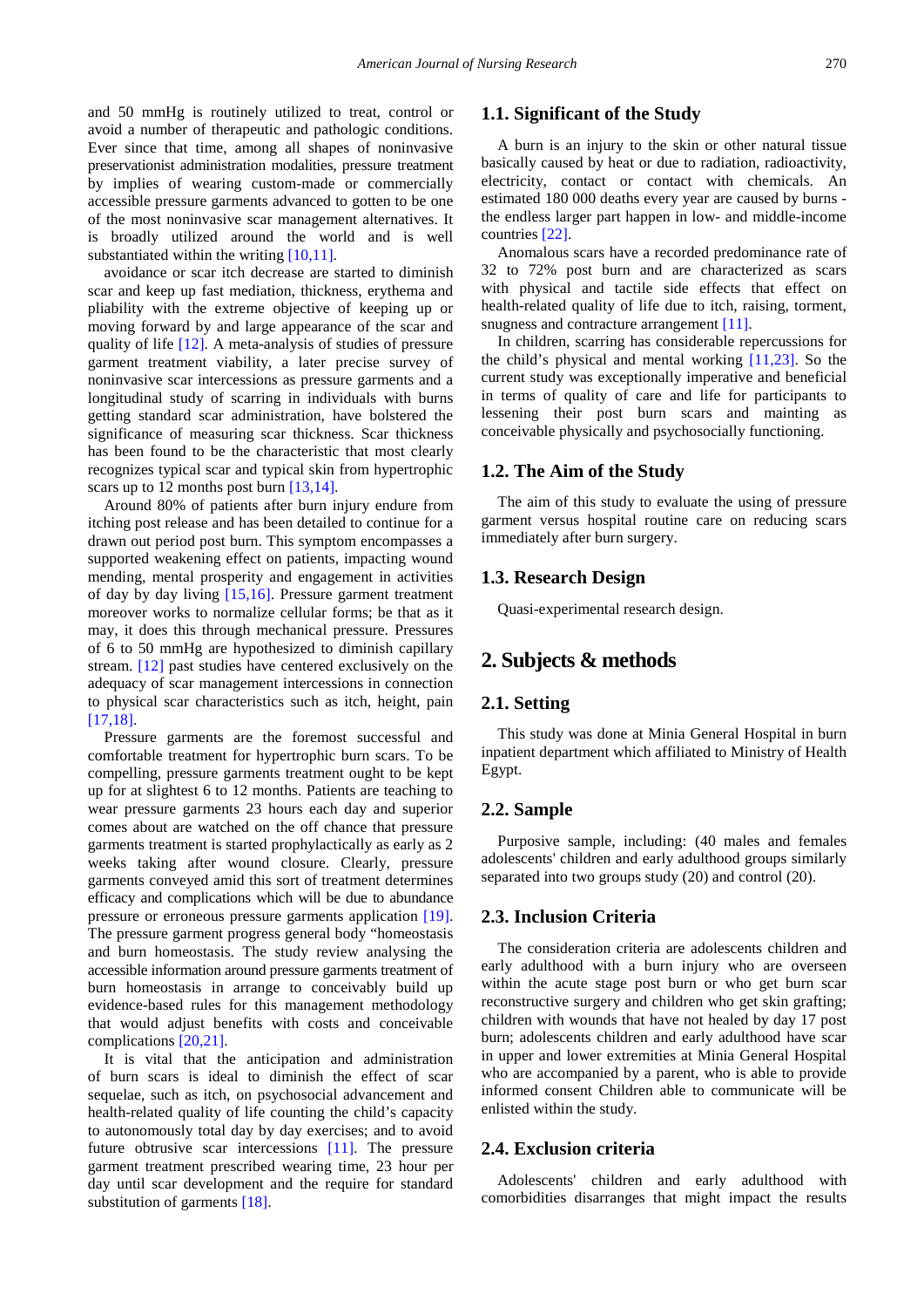and 50 mmHg is routinely utilized to treat, control or avoid a number of therapeutic and pathologic conditions. Ever since that time, among all shapes of noninvasive preservationist administration modalities, pressure treatment by implies of wearing custom-made or commercially accessible pressure garments advanced to gotten to be one of the most noninvasive scar management alternatives. It is broadly utilized around the world and is well substantiated within the writing [10,11].

avoidance or scar itch decrease are started to diminish scar and keep up fast mediation, thickness, erythema and pliability with the extreme objective of keeping up or moving forward by and large appearance of the scar and quality of life [12]. A meta-analysis of studies of pressure garment treatment viability, a later precise survey of noninvasive scar intercessions as pressure garments and a longitudinal study of scarring in individuals with burns getting standard scar administration, have bolstered the significance of measuring scar thickness. Scar thickness has been found to be the characteristic that most clearly recognizes typical scar and typical skin from hypertrophic scars up to 12 months post burn [13,14].

Around 80% of patients after burn injury endure from itching post release and has been detailed to continue for a drawn out period post burn. This symptom encompasses a supported weakening effect on patients, impacting wound mending, mental prosperity and engagement in activities of day by day living [15,16]. Pressure garment treatment moreover works to normalize cellular forms; be that as it may, it does this through mechanical pressure. Pressures of 6 to 50 mmHg are hypothesized to diminish capillary stream. [12] past studies have centered exclusively on the adequacy of scar management intercessions in connection to physical scar characteristics such as itch, height, pain [17,18].

Pressure garments are the foremost successful and comfortable treatment for hypertrophic burn scars. To be compelling, pressure garments treatment ought to be kept up for at slightest 6 to 12 months. Patients are teaching to wear pressure garments 23 hours each day and superior comes about are watched on the off chance that pressure garments treatment is started prophylactically as early as 2 weeks taking after wound closure. Clearly, pressure garments conveyed amid this sort of treatment determines efficacy and complications which will be due to abundance pressure or erroneous pressure garments application [19]. The pressure garment progress general body "homeostasis and burn homeostasis. The study review analysing the accessible information around pressure garments treatment of burn homeostasis in arrange to conceivably build up evidence-based rules for this management methodology that would adjust benefits with costs and conceivable complications [20,21].

It is vital that the anticipation and administration of burn scars is ideal to diminish the effect of scar sequelae, such as itch, on psychosocial advancement and health-related quality of life counting the child's capacity to autonomously total day by day exercises; and to avoid future obtrusive scar intercessions [11]. The pressure garment treatment prescribed wearing time, 23 hour per day until scar development and the require for standard substitution of garments [18].

### 1.1. Significant of the Study

A burn is an injury to the skin or other natural tissue basically caused by heat or due to radiation, radioactivity, electricity, contact or contact with chemicals. An estimated 180 000 deaths every year are caused by burns - the endless larger part happen in low- and middle-income countries [22].

Anomalous scars have a recorded predominance rate of 32 to 72% post burn and are characterized as scars with physical and tactile side effects that effect on health-related quality of life due to itch, raising, torment, snugness and contracture arrangement [11].

In children, scarring has considerable repercussions for the child's physical and mental working [11,23]. So the current study was exceptionally imperative and beneficial in terms of quality of care and life for participants to lessening their post burn scars and mainting as conceivable physically and psychosocially functioning.

### 1.2. The Aim of the Study

The aim of this study to evaluate the using of pressure garment versus hospital routine care on reducing scars immediately after burn surgery.

### 1.3. Research Design

Quasi-experimental research design.

## 2. Subjects & methods

### 2.1. Setting

This study was done at Minia General Hospital in burn inpatient department which affiliated to Ministry of Health Egypt.

### 2.2. Sample

Purposive sample, including: (40 males and females adolescents' children and early adulthood groups similarly separated into two groups study (20) and control (20).

### 2.3. Inclusion Criteria

The consideration criteria are adolescents children and early adulthood with a burn injury who are overseen within the acute stage post burn or who get burn scar reconstructive surgery and children who get skin grafting; children with wounds that have not healed by day 17 post burn; adolescents children and early adulthood have scar in upper and lower extremities at Minia General Hospital who are accompanied by a parent, who is able to provide informed consent Children able to communicate will be enlisted within the study.

### 2.4. Exclusion criteria

Adolescents' children and early adulthood with comorbidities disarranges that might impact the results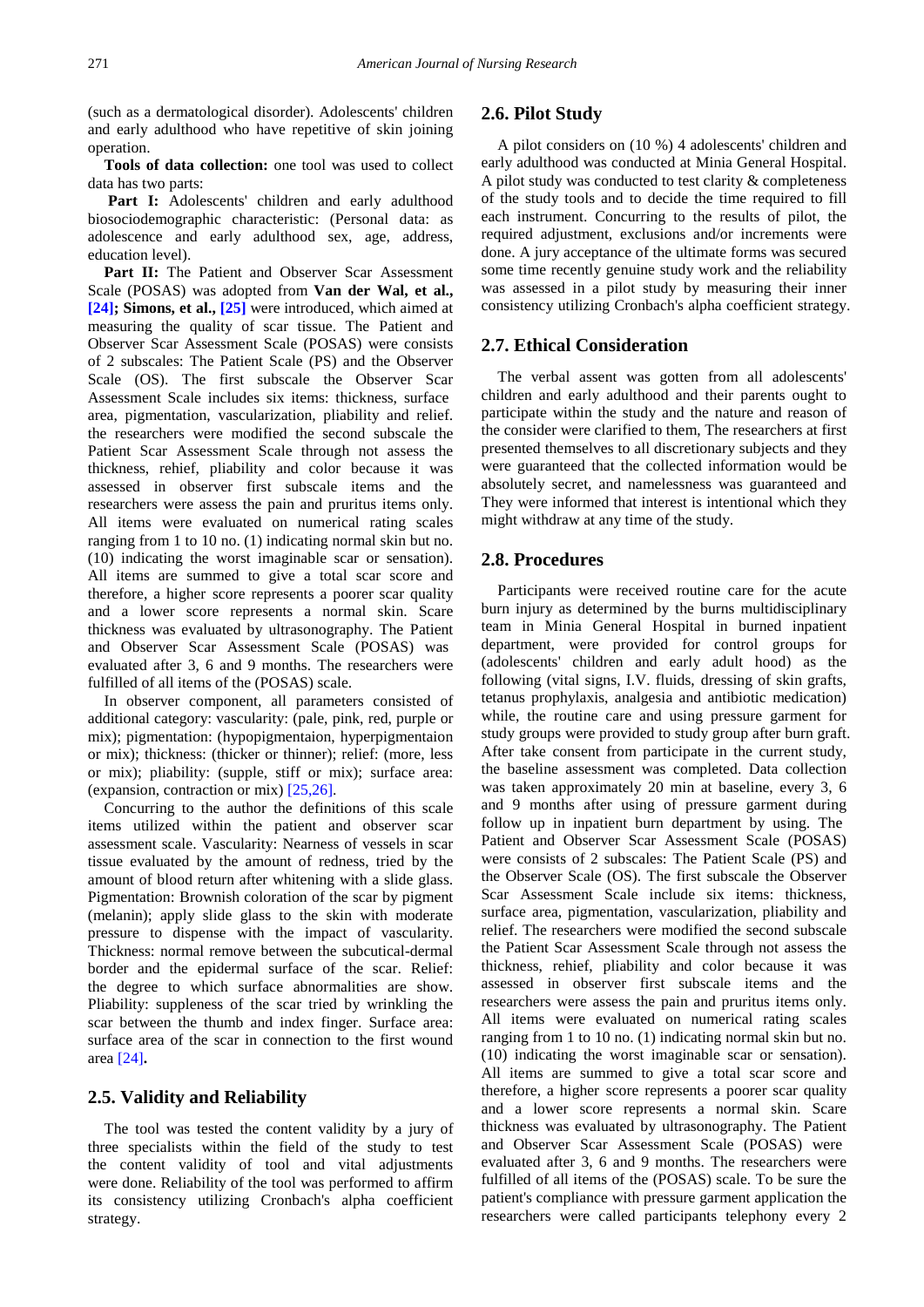(such as a dermatological disorder). Adolescents' children and early adulthood who have repetitive of skin joining operation.

**Tools of data collection:** one tool was used to collect data has two parts:

**Part I:** Adolescents' children and early adulthood biosociodemographic characteristic: (Personal data: as adolescence and early adulthood sex, age, address, education level).

**Part II:** The Patient and Observer Scar Assessment Scale (POSAS) was adopted from **Van der Wal, et al., [24]; Simons, et al., [25]** were introduced, which aimed at measuring the quality of scar tissue. The Patient and Observer Scar Assessment Scale (POSAS) were consists of 2 subscales: The Patient Scale (PS) and the Observer Scale (OS). The first subscale the Observer Scar Assessment Scale includes six items: thickness, surface area, pigmentation, vascularization, pliability and relief. the researchers were modified the second subscale the Patient Scar Assessment Scale through not assess the thickness, rehief, pliability and color because it was assessed in observer first subscale items and the researchers were assess the pain and pruritus items only. All items were evaluated on numerical rating scales ranging from 1 to 10 no. (1) indicating normal skin but no. (10) indicating the worst imaginable scar or sensation). All items are summed to give a total scar score and therefore, a higher score represents a poorer scar quality and a lower score represents a normal skin. Scare thickness was evaluated by ultrasonography. The Patient and Observer Scar Assessment Scale (POSAS) was evaluated after 3, 6 and 9 months. The researchers were fulfilled of all items of the (POSAS) scale.

In observer component, all parameters consisted of additional category: vascularity: (pale, pink, red, purple or mix); pigmentation: (hypopigmentaion, hyperpigmentaion or mix); thickness: (thicker or thinner); relief: (more, less or mix); pliability: (supple, stiff or mix); surface area: (expansion, contraction or mix) [25,26].

Concurring to the author the definitions of this scale items utilized within the patient and observer scar assessment scale. Vascularity: Nearness of vessels in scar tissue evaluated by the amount of redness, tried by the amount of blood return after whitening with a slide glass. Pigmentation: Brownish coloration of the scar by pigment (melanin); apply slide glass to the skin with moderate pressure to dispense with the impact of vascularity. Thickness: normal remove between the subcutical-dermal border and the epidermal surface of the scar. Relief: the degree to which surface abnormalities are show. Pliability: suppleness of the scar tried by wrinkling the scar between the thumb and index finger. Surface area: surface area of the scar in connection to the first wound area [24].

## 2.5. Validity and Reliability

The tool was tested the content validity by a jury of three specialists within the field of the study to test the content validity of tool and vital adjustments were done. Reliability of the tool was performed to affirm its consistency utilizing Cronbach's alpha coefficient strategy.

## 2.6. Pilot Study

A pilot considers on (10 %) 4 adolescents' children and early adulthood was conducted at Minia General Hospital. A pilot study was conducted to test clarity & completeness of the study tools and to decide the time required to fill each instrument. Concurring to the results of pilot, the required adjustment, exclusions and/or increments were done. A jury acceptance of the ultimate forms was secured some time recently genuine study work and the reliability was assessed in a pilot study by measuring their inner consistency utilizing Cronbach's alpha coefficient strategy.

## 2.7. Ethical Consideration

The verbal assent was gotten from all adolescents' children and early adulthood and their parents ought to participate within the study and the nature and reason of the consider were clarified to them, The researchers at first presented themselves to all discretionary subjects and they were guaranteed that the collected information would be absolutely secret, and namelessness was guaranteed and They were informed that interest is intentional which they might withdraw at any time of the study.

## 2.8. Procedures

Participants were received routine care for the acute burn injury as determined by the burns multidisciplinary team in Minia General Hospital in burned inpatient department, were provided for control groups for (adolescents' children and early adult hood) as the following (vital signs, I.V. fluids, dressing of skin grafts, tetanus prophylaxis, analgesia and antibiotic medication) while, the routine care and using pressure garment for study groups were provided to study group after burn graft. After take consent from participate in the current study, the baseline assessment was completed. Data collection was taken approximately 20 min at baseline, every 3, 6 and 9 months after using of pressure garment during follow up in inpatient burn department by using. The Patient and Observer Scar Assessment Scale (POSAS) were consists of 2 subscales: The Patient Scale (PS) and the Observer Scale (OS). The first subscale the Observer Scar Assessment Scale include six items: thickness, surface area, pigmentation, vascularization, pliability and relief. The researchers were modified the second subscale the Patient Scar Assessment Scale through not assess the thickness, rehief, pliability and color because it was assessed in observer first subscale items and the researchers were assess the pain and pruritus items only. All items were evaluated on numerical rating scales ranging from 1 to 10 no. (1) indicating normal skin but no. (10) indicating the worst imaginable scar or sensation). All items are summed to give a total scar score and therefore, a higher score represents a poorer scar quality and a lower score represents a normal skin. Scare thickness was evaluated by ultrasonography. The Patient and Observer Scar Assessment Scale (POSAS) were evaluated after 3, 6 and 9 months. The researchers were fulfilled of all items of the (POSAS) scale. To be sure the patient's compliance with pressure garment application the researchers were called participants telephony every 2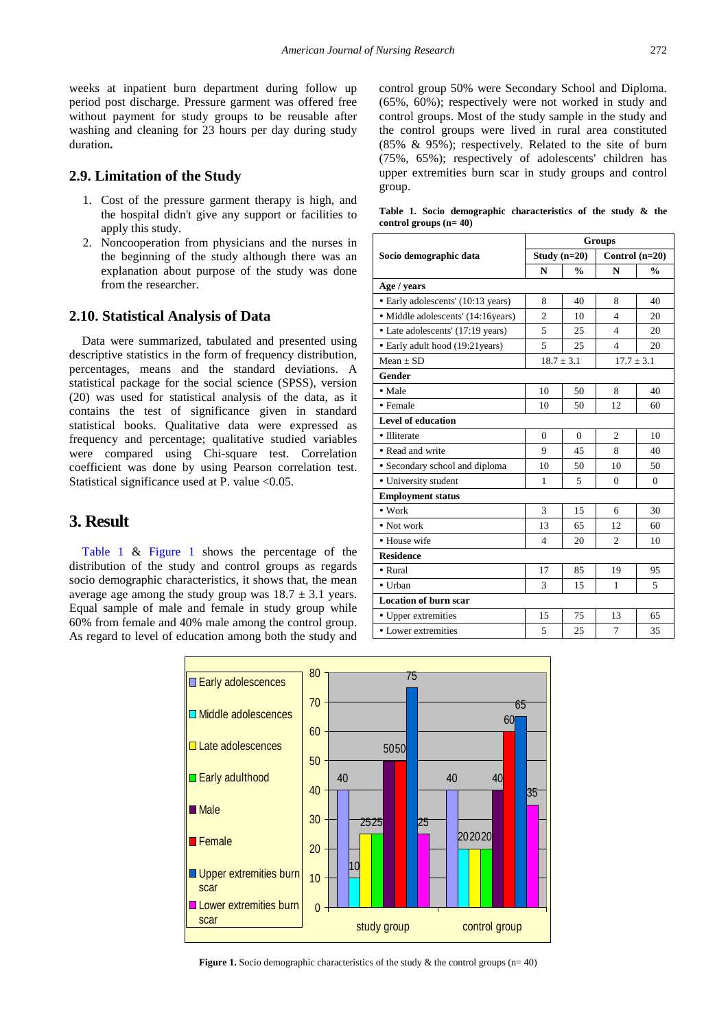weeks at inpatient burn department during follow up period post discharge. Pressure garment was offered free without payment for study groups to be reusable after washing and cleaning for 23 hours per day during study duration**.**

## 2.9. Limitation of the Study

1. Cost of the pressure garment therapy is high, and the hospital didn't give any support or facilities to apply this study.
2. Noncooperation from physicians and the nurses in the beginning of the study although there was an explanation about purpose of the study was done from the researcher.

## 2.10. Statistical Analysis of Data

Data were summarized, tabulated and presented using descriptive statistics in the form of frequency distribution, percentages, means and the standard deviations. A statistical package for the social science (SPSS), version (20) was used for statistical analysis of the data, as it contains the test of significance given in standard statistical books. Qualitative data were expressed as frequency and percentage; qualitative studied variables were compared using Chi-square test. Correlation coefficient was done by using Pearson correlation test. Statistical significance used at P. value <0.05.

# 3. Result

Table 1 & Figure 1 shows the percentage of the distribution of the study and control groups as regards socio demographic characteristics, it shows that, the mean average age among the study group was 18.7 ± 3.1 years. Equal sample of male and female in study group while 60% from female and 40% male among the control group. As regard to level of education among both the study and control group 50% were Secondary School and Diploma. (65%, 60%); respectively were not worked in study and control groups. Most of the study sample in the study and the control groups were lived in rural area constituted (85% & 95%); respectively. Related to the site of burn (75%, 65%); respectively of adolescents' children has upper extremities burn scar in study groups and control group.

**Table 1. Socio demographic characteristics of the study & the control groups (n= 40)**

| Socio demographic data | Groups | | | |
|---|---|---|---|---|
| | Study (n=20) | | Control (n=20) | |
| | N | % | N | % |
| **Age / years** | | | | |
| • Early adolescents' (10:13 years) | 8 | 40 | 8 | 40 |
| • Middle adolescents' (14:16years) | 2 | 10 | 4 | 20 |
| • Late adolescents' (17:19 years) | 5 | 25 | 4 | 20 |
| • Early adult hood (19:21years) | 5 | 25 | 4 | 20 |
| Mean ± SD | 18.7 ± 3.1 | | 17.7 ± 3.1 | |
| **Gender** | | | | |
| • Male | 10 | 50 | 8 | 40 |
| • Female | 10 | 50 | 12 | 60 |
| **Level of education** | | | | |
| • Illiterate | 0 | 0 | 2 | 10 |
| • Read and write | 9 | 45 | 8 | 40 |
| • Secondary school and diploma | 10 | 50 | 10 | 50 |
| • University student | 1 | 5 | 0 | 0 |
| **Employment status** | | | | |
| • Work | 3 | 15 | 6 | 30 |
| • Not work | 13 | 65 | 12 | 60 |
| • House wife | 4 | 20 | 2 | 10 |
| **Residence** | | | | |
| • Rural | 17 | 85 | 19 | 95 |
| • Urban | 3 | 15 | 1 | 5 |
| **Location of burn scar** | | | | |
| • Upper extremities | 15 | 75 | 13 | 65 |
| • Lower extremities | 5 | 25 | 7 | 35 |

**Figure 1.** Socio demographic characteristics of the study & the control groups (n= 40)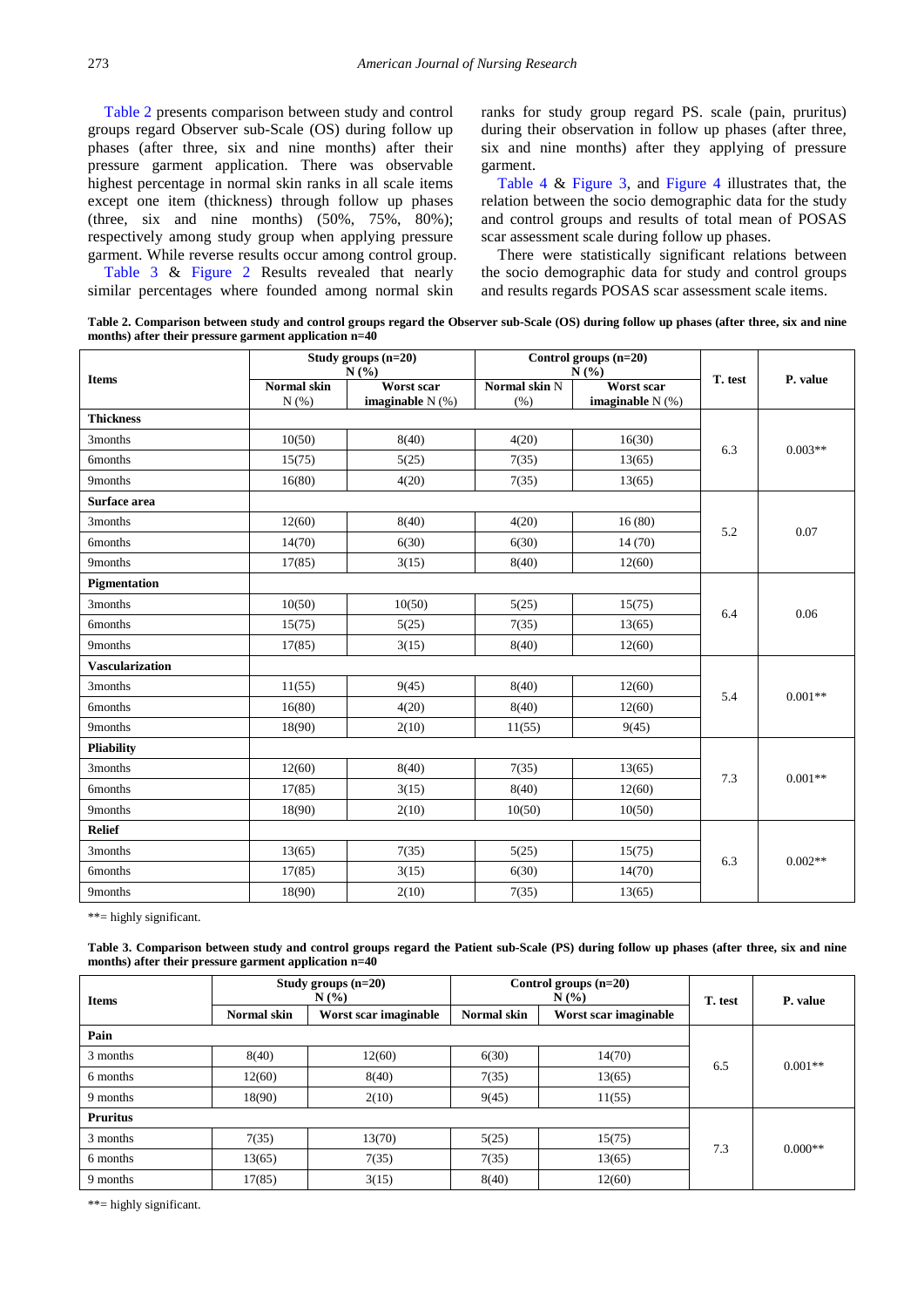Table 2 presents comparison between study and control groups regard Observer sub-Scale (OS) during follow up phases (after three, six and nine months) after their pressure garment application. There was observable highest percentage in normal skin ranks in all scale items except one item (thickness) through follow up phases (three, six and nine months) (50%, 75%, 80%); respectively among study group when applying pressure garment. While reverse results occur among control group.

Table 3 & Figure 2 Results revealed that nearly similar percentages where founded among normal skin ranks for study group regard PS. scale (pain, pruritus) during their observation in follow up phases (after three, six and nine months) after they applying of pressure garment.

Table 4 & Figure 3, and Figure 4 illustrates that, the relation between the socio demographic data for the study and control groups and results of total mean of POSAS scar assessment scale during follow up phases.

There were statistically significant relations between the socio demographic data for study and control groups and results regards POSAS scar assessment scale items.

**Table 2. Comparison between study and control groups regard the Observer sub-Scale (OS) during follow up phases (after three, six and nine months) after their pressure garment application n=40**

| Items | Study groups (n=20) N (%) | | Control groups (n=20) N (%) | | T. test | P. value |
|---|---|---|---|---|---|---|
| | Normal skin N (%) | Worst scar imaginable N (%) | Normal skin N (%) | Worst scar imaginable N (%) | | |
| **Thickness** | | | | | | |
| 3months | 10(50) | 8(40) | 4(20) | 16(30) | 6.3 | 0.003** |
| 6months | 15(75) | 5(25) | 7(35) | 13(65) | | |
| 9months | 16(80) | 4(20) | 7(35) | 13(65) | | |
| **Surface area** | | | | | | |
| 3months | 12(60) | 8(40) | 4(20) | 16 (80) | 5.2 | 0.07 |
| 6months | 14(70) | 6(30) | 6(30) | 14 (70) | | |
| 9months | 17(85) | 3(15) | 8(40) | 12(60) | | |
| **Pigmentation** | | | | | | |
| 3months | 10(50) | 10(50) | 5(25) | 15(75) | 6.4 | 0.06 |
| 6months | 15(75) | 5(25) | 7(35) | 13(65) | | |
| 9months | 17(85) | 3(15) | 8(40) | 12(60) | | |
| **Vascularization** | | | | | | |
| 3months | 11(55) | 9(45) | 8(40) | 12(60) | 5.4 | 0.001** |
| 6months | 16(80) | 4(20) | 8(40) | 12(60) | | |
| 9months | 18(90) | 2(10) | 11(55) | 9(45) | | |
| **Pliability** | | | | | | |
| 3months | 12(60) | 8(40) | 7(35) | 13(65) | 7.3 | 0.001** |
| 6months | 17(85) | 3(15) | 8(40) | 12(60) | | |
| 9months | 18(90) | 2(10) | 10(50) | 10(50) | | |
| **Relief** | | | | | | |
| 3months | 13(65) | 7(35) | 5(25) | 15(75) | 6.3 | 0.002** |
| 6months | 17(85) | 3(15) | 6(30) | 14(70) | | |
| 9months | 18(90) | 2(10) | 7(35) | 13(65) | | |

**= highly significant.

**Table 3. Comparison between study and control groups regard the Patient sub-Scale (PS) during follow up phases (after three, six and nine months) after their pressure garment application n=40**

| Items | Study groups (n=20) N (%) | | Control groups (n=20) N (%) | | T. test | P. value |
|---|---|---|---|---|---|---|
| | Normal skin | Worst scar imaginable | Normal skin | Worst scar imaginable | | |
| **Pain** | | | | | | |
| 3 months | 8(40) | 12(60) | 6(30) | 14(70) | 6.5 | 0.001** |
| 6 months | 12(60) | 8(40) | 7(35) | 13(65) | | |
| 9 months | 18(90) | 2(10) | 9(45) | 11(55) | | |
| **Pruritus** | | | | | | |
| 3 months | 7(35) | 13(70) | 5(25) | 15(75) | 7.3 | 0.000** |
| 6 months | 13(65) | 7(35) | 7(35) | 13(65) | | |
| 9 months | 17(85) | 3(15) | 8(40) | 12(60) | | |

**= highly significant.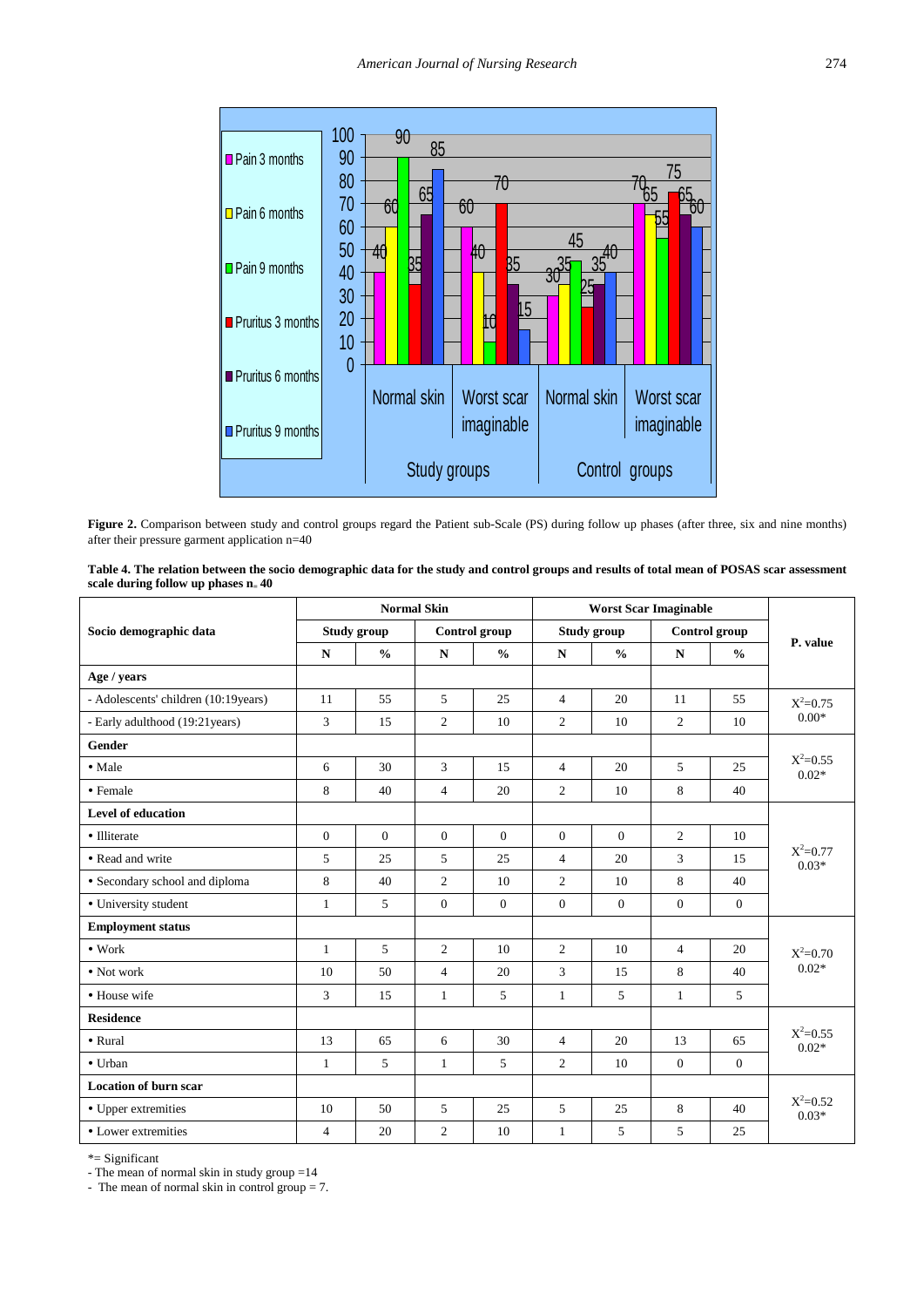**Figure 2.** Comparison between study and control groups regard the Patient sub-Scale (PS) during follow up phases (after three, six and nine months) after their pressure garment application n=40

**Table 4. The relation between the socio demographic data for the study and control groups and results of total mean of POSAS scar assessment scale during follow up phases n= 40**

| Socio demographic data | Normal Skin | | | | Worst Scar Imaginable | | | | P. value |
|---|---|---|---|---|---|---|---|---|---|
| | Study group | | Control group | | Study group | | Control group | | |
| | N | % | N | % | N | % | N | % | |
| **Age / years** | | | | | | | | | |
| - Adolescents' children (10:19years) | 11 | 55 | 5 | 25 | 4 | 20 | 11 | 55 | $X^2$=0.75 0.00* |
| - Early adulthood (19:21years) | 3 | 15 | 2 | 10 | 2 | 10 | 2 | 10 | |
| **Gender** | | | | | | | | | |
| • Male | 6 | 30 | 3 | 15 | 4 | 20 | 5 | 25 | $X^2$=0.55 0.02* |
| • Female | 8 | 40 | 4 | 20 | 2 | 10 | 8 | 40 | |
| **Level of education** | | | | | | | | | |
| • Illiterate | 0 | 0 | 0 | 0 | 0 | 0 | 2 | 10 | $X^2$=0.77 0.03* |
| • Read and write | 5 | 25 | 5 | 25 | 4 | 20 | 3 | 15 | |
| • Secondary school and diploma | 8 | 40 | 2 | 10 | 2 | 10 | 8 | 40 | |
| • University student | 1 | 5 | 0 | 0 | 0 | 0 | 0 | 0 | |
| **Employment status** | | | | | | | | | |
| • Work | 1 | 5 | 2 | 10 | 2 | 10 | 4 | 20 | $X^2$=0.70 0.02* |
| • Not work | 10 | 50 | 4 | 20 | 3 | 15 | 8 | 40 | |
| • House wife | 3 | 15 | 1 | 5 | 1 | 5 | 1 | 5 | |
| **Residence** | | | | | | | | | |
| • Rural | 13 | 65 | 6 | 30 | 4 | 20 | 13 | 65 | $X^2$=0.55 0.02* |
| • Urban | 1 | 5 | 1 | 5 | 2 | 10 | 0 | 0 | |
| **Location of burn scar** | | | | | | | | | |
| • Upper extremities | 10 | 50 | 5 | 25 | 5 | 25 | 8 | 40 | $X^2$=0.52 0.03* |
| • Lower extremities | 4 | 20 | 2 | 10 | 1 | 5 | 5 | 25 | |

*= Significant

- The mean of normal skin in study group =14
- The mean of normal skin in control group = 7.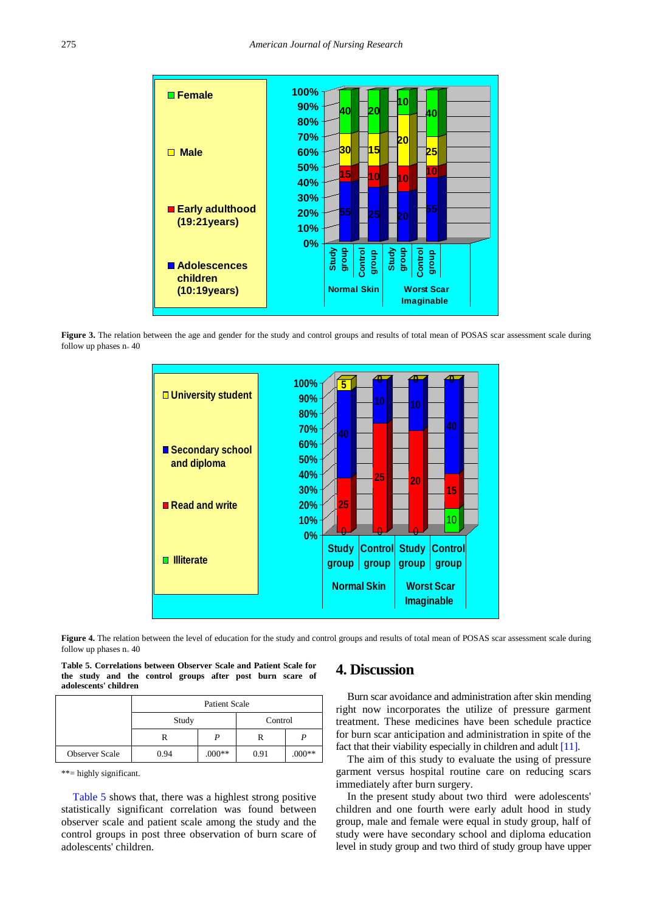**Figure 3.** The relation between the age and gender for the study and control groups and results of total mean of POSAS scar assessment scale during follow up phases n= 40

**Figure 4.** The relation between the level of education for the study and control groups and results of total mean of POSAS scar assessment scale during follow up phases n= 40

**Table 5. Correlations between Observer Scale and Patient Scale for the study and the control groups after post burn scare of adolescents' children**

| | Patient Scale | | | |
|---|---|---|---|---|
| | Study | | Control | |
| | R | P | R | P |
| Observer Scale | 0.94 | .000** | 0.91 | .000** |

**= highly significant.

Table 5 shows that, there was a highest strong positive statistically significant correlation was found between observer scale and patient scale among the study and the control groups in post three observation of burn scare of adolescents' children.

## 4. Discussion

Burn scar avoidance and administration after skin mending right now incorporates the utilize of pressure garment treatment. These medicines have been schedule practice for burn scar anticipation and administration in spite of the fact that their viability especially in children and adult [11].

The aim of this study to evaluate the using of pressure garment versus hospital routine care on reducing scars immediately after burn surgery.

In the present study about two third were adolescents' children and one fourth were early adult hood in study group, male and female were equal in study group, half of study were have secondary school and diploma education level in study group and two third of study group have upper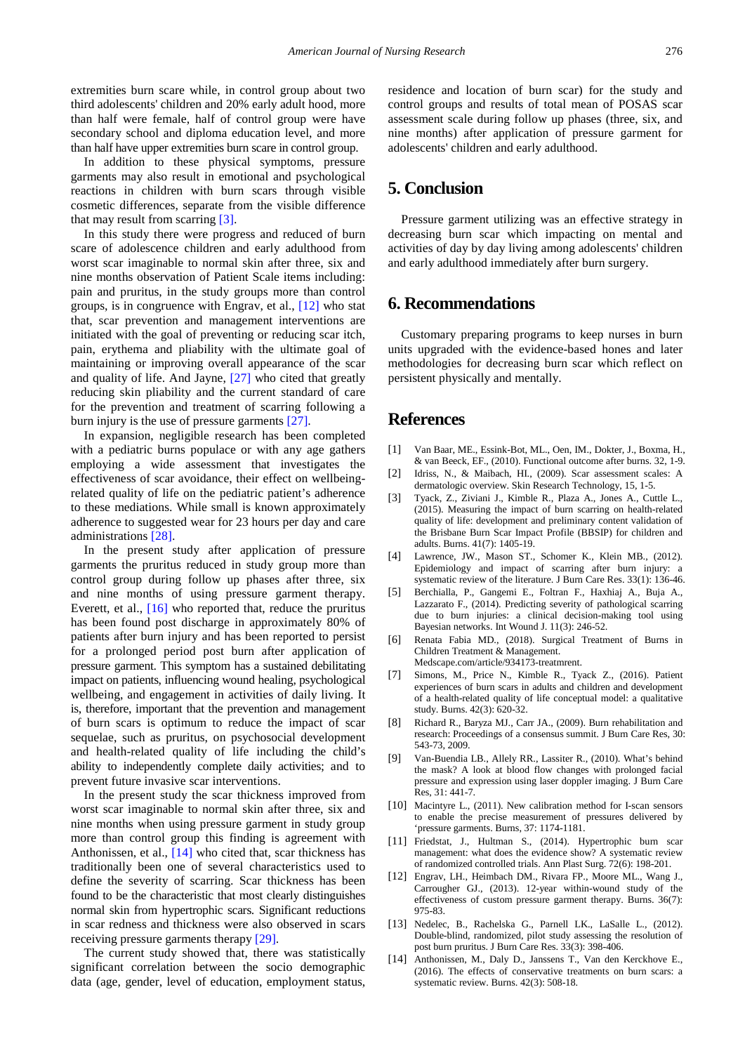extremities burn scare while, in control group about two third adolescents' children and 20% early adult hood, more than half were female, half of control group were have secondary school and diploma education level, and more than half have upper extremities burn scare in control group.

In addition to these physical symptoms, pressure garments may also result in emotional and psychological reactions in children with burn scars through visible cosmetic differences, separate from the visible difference that may result from scarring [3].

In this study there were progress and reduced of burn scare of adolescence children and early adulthood from worst scar imaginable to normal skin after three, six and nine months observation of Patient Scale items including: pain and pruritus, in the study groups more than control groups, is in congruence with Engrav, et al., [12] who stat that, scar prevention and management interventions are initiated with the goal of preventing or reducing scar itch, pain, erythema and pliability with the ultimate goal of maintaining or improving overall appearance of the scar and quality of life. And Jayne, [27] who cited that greatly reducing skin pliability and the current standard of care for the prevention and treatment of scarring following a burn injury is the use of pressure garments [27].

In expansion, negligible research has been completed with a pediatric burns populace or with any age gathers employing a wide assessment that investigates the effectiveness of scar avoidance, their effect on wellbeing-related quality of life on the pediatric patient's adherence to these mediations. While small is known approximately adherence to suggested wear for 23 hours per day and care administrations [28].

In the present study after application of pressure garments the pruritus reduced in study group more than control group during follow up phases after three, six and nine months of using pressure garment therapy. Everett, et al., [16] who reported that, reduce the pruritus has been found post discharge in approximately 80% of patients after burn injury and has been reported to persist for a prolonged period post burn after application of pressure garment. This symptom has a sustained debilitating impact on patients, influencing wound healing, psychological wellbeing, and engagement in activities of daily living. It is, therefore, important that the prevention and management of burn scars is optimum to reduce the impact of scar sequelae, such as pruritus, on psychosocial development and health-related quality of life including the child's ability to independently complete daily activities; and to prevent future invasive scar interventions.

In the present study the scar thickness improved from worst scar imaginable to normal skin after three, six and nine months when using pressure garment in study group more than control group this finding is agreement with Anthonissen, et al., [14] who cited that, scar thickness has traditionally been one of several characteristics used to define the severity of scarring. Scar thickness has been found to be the characteristic that most clearly distinguishes normal skin from hypertrophic scars. Significant reductions in scar redness and thickness were also observed in scars receiving pressure garments therapy [29].

The current study showed that, there was statistically significant correlation between the socio demographic data (age, gender, level of education, employment status, residence and location of burn scar) for the study and control groups and results of total mean of POSAS scar assessment scale during follow up phases (three, six, and nine months) after application of pressure garment for adolescents' children and early adulthood.

## 5. Conclusion

Pressure garment utilizing was an effective strategy in decreasing burn scar which impacting on mental and activities of day by day living among adolescents' children and early adulthood immediately after burn surgery.

## 6. Recommendations

Customary preparing programs to keep nurses in burn units upgraded with the evidence-based hones and later methodologies for decreasing burn scar which reflect on persistent physically and mentally.

## References

[1] Van Baar, ME., Essink-Bot, ML., Oen, IM., Dokter, J., Boxma, H., & van Beeck, EF., (2010). Functional outcome after burns. 32, 1-9.

[2] Idriss, N., & Maibach, HI., (2009). Scar assessment scales: A dermatologic overview. Skin Research Technology, 15, 1-5.

[3] Tyack, Z., Ziviani J., Kimble R., Plaza A., Jones A., Cuttle L., (2015). Measuring the impact of burn scarring on health-related quality of life: development and preliminary content validation of the Brisbane Burn Scar Impact Profile (BBSIP) for children and adults. Burns. 41(7): 1405-19.

[4] Lawrence, JW., Mason ST., Schomer K., Klein MB., (2012). Epidemiology and impact of scarring after burn injury: a systematic review of the literature. J Burn Care Res. 33(1): 136-46.

[5] Berchialla, P., Gangemi E., Foltran F., Haxhiaj A., Buja A., Lazzarato F., (2014). Predicting severity of pathological scarring due to burn injuries: a clinical decision-making tool using Bayesian networks. Int Wound J. 11(3): 246-52.

[6] Renata Fabia MD., (2018). Surgical Treatment of Burns in Children Treatment & Management. Medscape.com/article/934173-treatmrent.

[7] Simons, M., Price N., Kimble R., Tyack Z., (2016). Patient experiences of burn scars in adults and children and development of a health-related quality of life conceptual model: a qualitative study. Burns. 42(3): 620-32.

[8] Richard R., Baryza MJ., Carr JA., (2009). Burn rehabilitation and research: Proceedings of a consensus summit. J Burn Care Res, 30: 543-73, 2009.

[9] Van-Buendia LB., Allely RR., Lassiter R., (2010). What's behind the mask? A look at blood flow changes with prolonged facial pressure and expression using laser doppler imaging. J Burn Care Res, 31: 441-7.

[10] Macintyre L., (2011). New calibration method for I-scan sensors to enable the precise measurement of pressures delivered by 'pressure garments. Burns, 37: 1174-1181.

[11] Friedstat, J., Hultman S., (2014). Hypertrophic burn scar management: what does the evidence show? A systematic review of randomized controlled trials. Ann Plast Surg. 72(6): 198-201.

[12] Engrav, LH., Heimbach DM., Rivara FP., Moore ML., Wang J., Carrougher GJ., (2013). 12-year within-wound study of the effectiveness of custom pressure garment therapy. Burns. 36(7): 975-83.

[13] Nedelec, B., Rachelska G., Parnell LK., LaSalle L., (2012). Double-blind, randomized, pilot study assessing the resolution of post burn pruritus. J Burn Care Res. 33(3): 398-406.

[14] Anthonissen, M., Daly D., Janssens T., Van den Kerckhove E., (2016). The effects of conservative treatments on burn scars: a systematic review. Burns. 42(3): 508-18.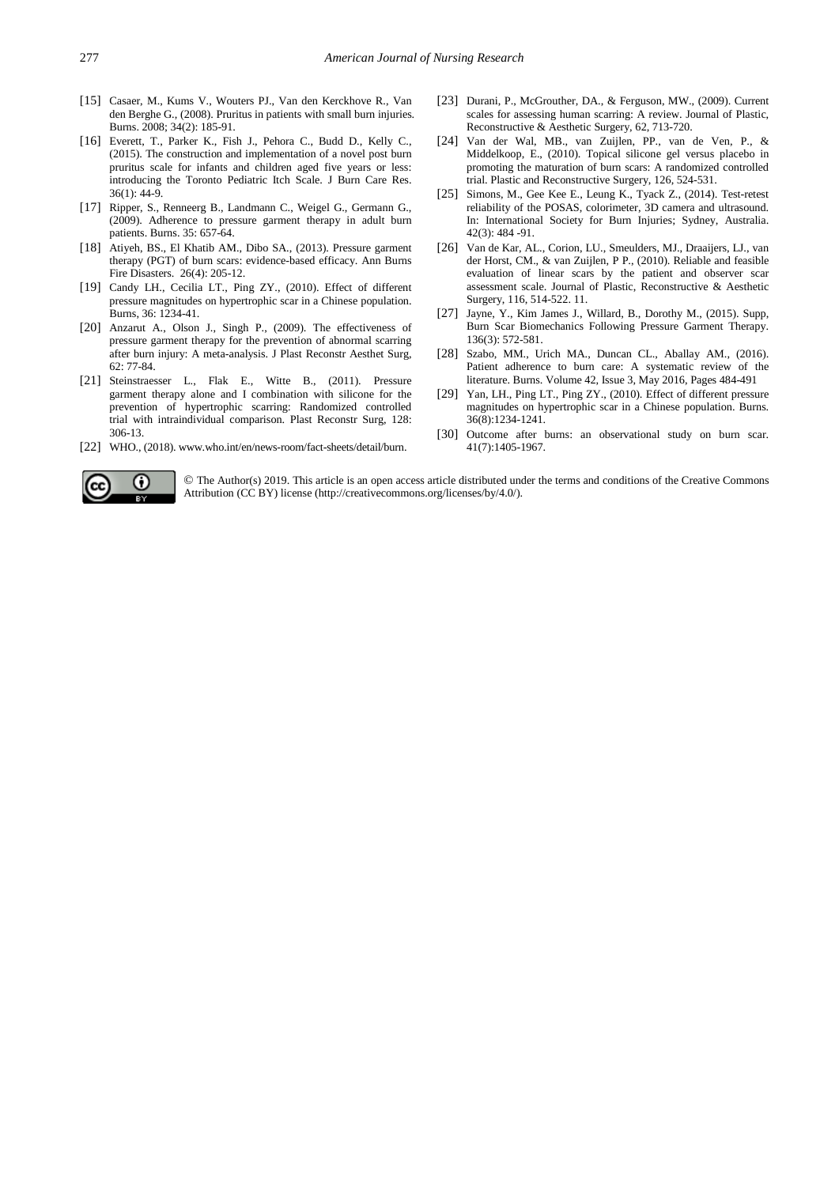[15] Casaer, M., Kums V., Wouters PJ., Van den Kerckhove R., Van den Berghe G., (2008). Pruritus in patients with small burn injuries. Burns. 2008; 34(2): 185-91.

[16] Everett, T., Parker K., Fish J., Pehora C., Budd D., Kelly C., (2015). The construction and implementation of a novel post burn pruritus scale for infants and children aged five years or less: introducing the Toronto Pediatric Itch Scale. J Burn Care Res. 36(1): 44-9.

[17] Ripper, S., Renneerg B., Landmann C., Weigel G., Germann G., (2009). Adherence to pressure garment therapy in adult burn patients. Burns. 35: 657-64.

[18] Atiyeh, BS., El Khatib AM., Dibo SA., (2013). Pressure garment therapy (PGT) of burn scars: evidence-based efficacy. Ann Burns Fire Disasters. 26(4): 205-12.

[19] Candy LH., Cecilia LT., Ping ZY., (2010). Effect of different pressure magnitudes on hypertrophic scar in a Chinese population. Burns, 36: 1234-41.

[20] Anzarut A., Olson J., Singh P., (2009). The effectiveness of pressure garment therapy for the prevention of abnormal scarring after burn injury: A meta-analysis. J Plast Reconstr Aesthet Surg, 62: 77-84.

[21] Steinstraesser L., Flak E., Witte B., (2011). Pressure garment therapy alone and I combination with silicone for the prevention of hypertrophic scarring: Randomized controlled trial with intraindividual comparison. Plast Reconstr Surg, 128: 306-13.

[22] WHO., (2018). www.who.int/en/news-room/fact-sheets/detail/burn.

[23] Durani, P., McGrouther, DA., & Ferguson, MW., (2009). Current scales for assessing human scarring: A review. Journal of Plastic, Reconstructive & Aesthetic Surgery, 62, 713-720.

[24] Van der Wal, MB., van Zuijlen, PP., van de Ven, P., & Middelkoop, E., (2010). Topical silicone gel versus placebo in promoting the maturation of burn scars: A randomized controlled trial. Plastic and Reconstructive Surgery, 126, 524-531.

[25] Simons, M., Gee Kee E., Leung K., Tyack Z., (2014). Test-retest reliability of the POSAS, colorimeter, 3D camera and ultrasound. In: International Society for Burn Injuries; Sydney, Australia. 42(3): 484 -91.

[26] Van de Kar, AL., Corion, LU., Smeulders, MJ., Draaijers, LJ., van der Horst, CM., & van Zuijlen, P P., (2010). Reliable and feasible evaluation of linear scars by the patient and observer scar assessment scale. Journal of Plastic, Reconstructive & Aesthetic Surgery, 116, 514-522. 11.

[27] Jayne, Y., Kim James J., Willard, B., Dorothy M., (2015). Supp, Burn Scar Biomechanics Following Pressure Garment Therapy. 136(3): 572-581.

[28] Szabo, MM., Urich MA., Duncan CL., Aballay AM., (2016). Patient adherence to burn care: A systematic review of the literature. Burns. Volume 42, Issue 3, May 2016, Pages 484-491

[29] Yan, LH., Ping LT., Ping ZY., (2010). Effect of different pressure magnitudes on hypertrophic scar in a Chinese population. Burns. 36(8):1234-1241.

[30] Outcome after burns: an observational study on burn scar. 41(7):1405-1967.

© The Author(s) 2019. This article is an open access article distributed under the terms and conditions of the Creative Commons Attribution (CC BY) license (http://creativecommons.org/licenses/by/4.0/).